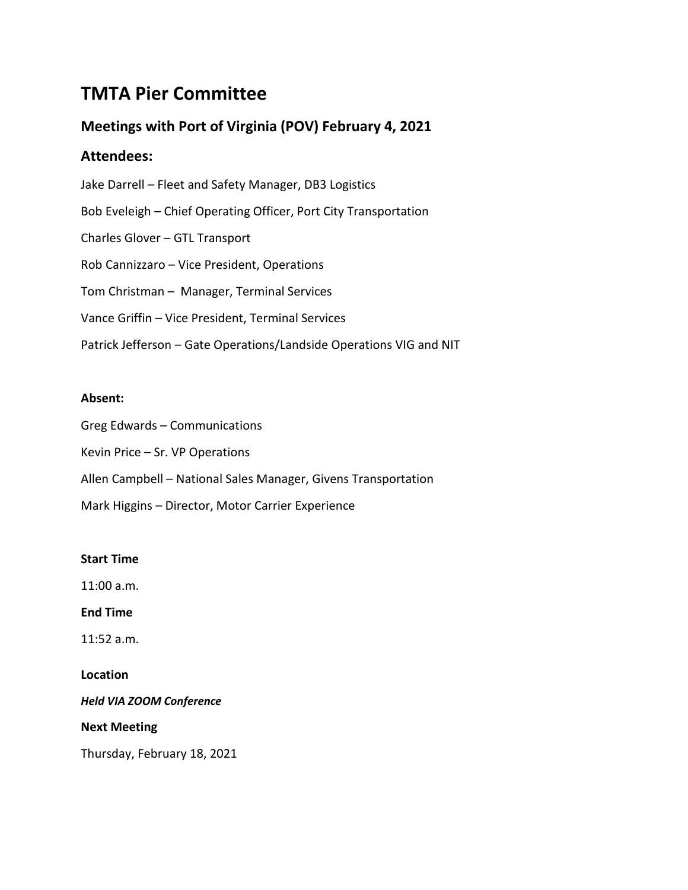# TMTA Pier Committee

## Meetings with Port of Virginia (POV) February 4, 2021

## Attendees:

Jake Darrell – Fleet and Safety Manager, DB3 Logistics

Bob Eveleigh – Chief Operating Officer, Port City Transportation

Charles Glover – GTL Transport

Rob Cannizzaro – Vice President, Operations

Tom Christman – Manager, Terminal Services

Vance Griffin – Vice President, Terminal Services

Patrick Jefferson – Gate Operations/Landside Operations VIG and NIT

**Absent:**

Greg Edwards – Communications

Kevin Price – Sr. VP Operations

Allen Campbell – National Sales Manager, Givens Transportation

Mark Higgins – Director, Motor Carrier Experience

**Start Time**

11:00 a.m.

**End Time**

11:52 a.m.

**Location**

***Held VIA ZOOM Conference***

**Next Meeting**

Thursday, February 18, 2021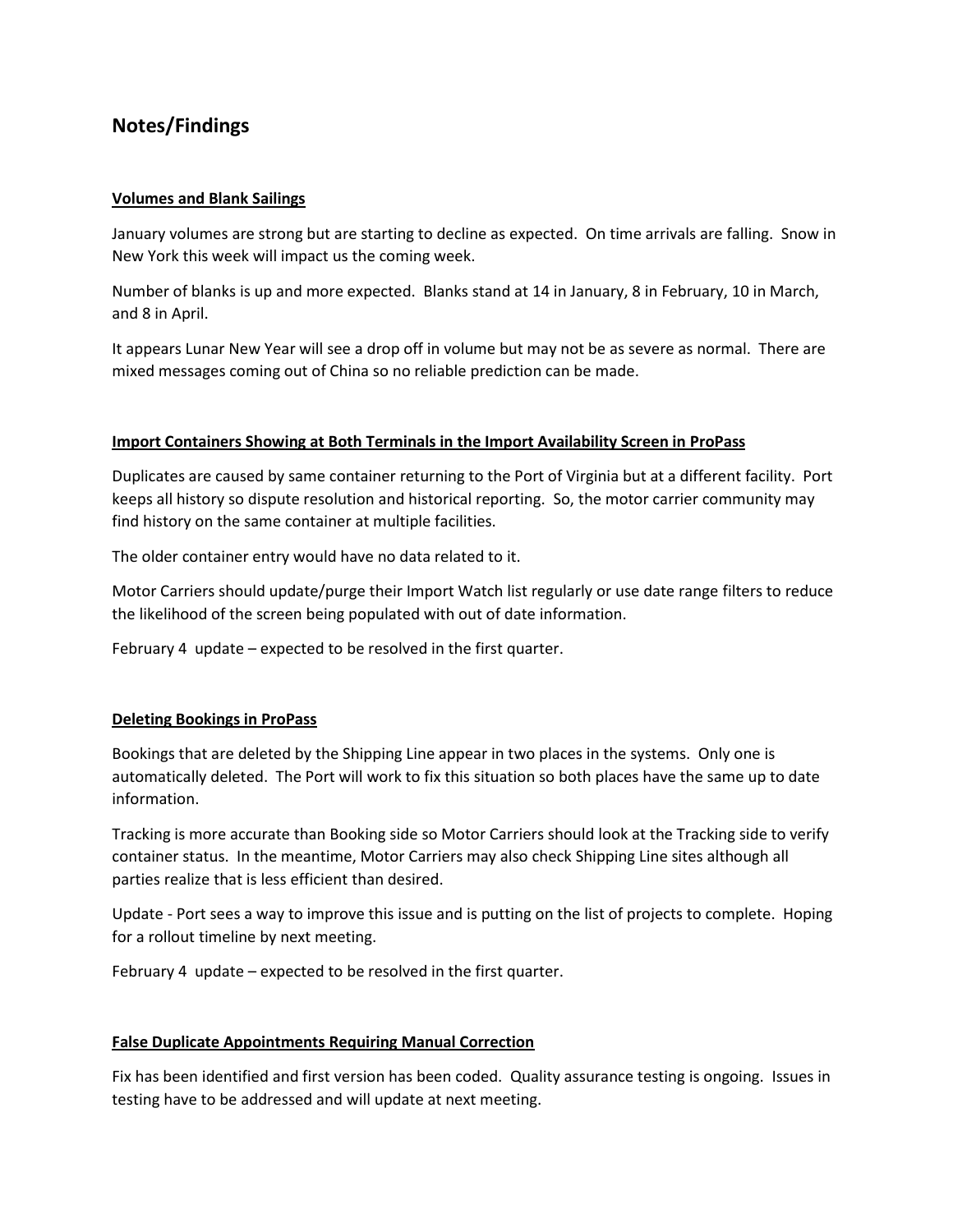## Notes/Findings

**Volumes and Blank Sailings**

January volumes are strong but are starting to decline as expected. On time arrivals are falling. Snow in New York this week will impact us the coming week.

Number of blanks is up and more expected. Blanks stand at 14 in January, 8 in February, 10 in March, and 8 in April.

It appears Lunar New Year will see a drop off in volume but may not be as severe as normal. There are mixed messages coming out of China so no reliable prediction can be made.

**Import Containers Showing at Both Terminals in the Import Availability Screen in ProPass**

Duplicates are caused by same container returning to the Port of Virginia but at a different facility. Port keeps all history so dispute resolution and historical reporting. So, the motor carrier community may find history on the same container at multiple facilities.

The older container entry would have no data related to it.

Motor Carriers should update/purge their Import Watch list regularly or use date range filters to reduce the likelihood of the screen being populated with out of date information.

February 4 update – expected to be resolved in the first quarter.

**Deleting Bookings in ProPass**

Bookings that are deleted by the Shipping Line appear in two places in the systems. Only one is automatically deleted. The Port will work to fix this situation so both places have the same up to date information.

Tracking is more accurate than Booking side so Motor Carriers should look at the Tracking side to verify container status. In the meantime, Motor Carriers may also check Shipping Line sites although all parties realize that is less efficient than desired.

Update - Port sees a way to improve this issue and is putting on the list of projects to complete. Hoping for a rollout timeline by next meeting.

February 4 update – expected to be resolved in the first quarter.

**False Duplicate Appointments Requiring Manual Correction**

Fix has been identified and first version has been coded. Quality assurance testing is ongoing. Issues in testing have to be addressed and will update at next meeting.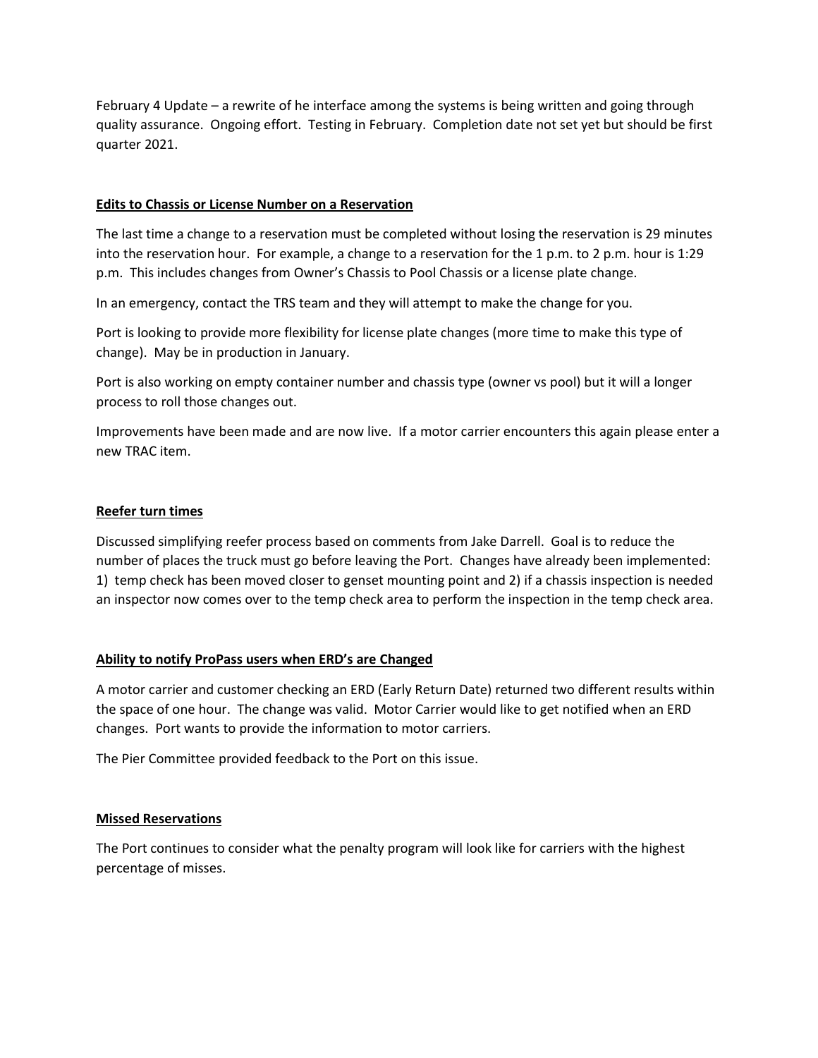February 4 Update – a rewrite of he interface among the systems is being written and going through quality assurance. Ongoing effort. Testing in February. Completion date not set yet but should be first quarter 2021.

**Edits to Chassis or License Number on a Reservation**

The last time a change to a reservation must be completed without losing the reservation is 29 minutes into the reservation hour. For example, a change to a reservation for the 1 p.m. to 2 p.m. hour is 1:29 p.m. This includes changes from Owner's Chassis to Pool Chassis or a license plate change.

In an emergency, contact the TRS team and they will attempt to make the change for you.

Port is looking to provide more flexibility for license plate changes (more time to make this type of change). May be in production in January.

Port is also working on empty container number and chassis type (owner vs pool) but it will a longer process to roll those changes out.

Improvements have been made and are now live. If a motor carrier encounters this again please enter a new TRAC item.

**Reefer turn times**

Discussed simplifying reefer process based on comments from Jake Darrell. Goal is to reduce the number of places the truck must go before leaving the Port. Changes have already been implemented: 1) temp check has been moved closer to genset mounting point and 2) if a chassis inspection is needed an inspector now comes over to the temp check area to perform the inspection in the temp check area.

**Ability to notify ProPass users when ERD's are Changed**

A motor carrier and customer checking an ERD (Early Return Date) returned two different results within the space of one hour. The change was valid. Motor Carrier would like to get notified when an ERD changes. Port wants to provide the information to motor carriers.

The Pier Committee provided feedback to the Port on this issue.

**Missed Reservations**

The Port continues to consider what the penalty program will look like for carriers with the highest percentage of misses.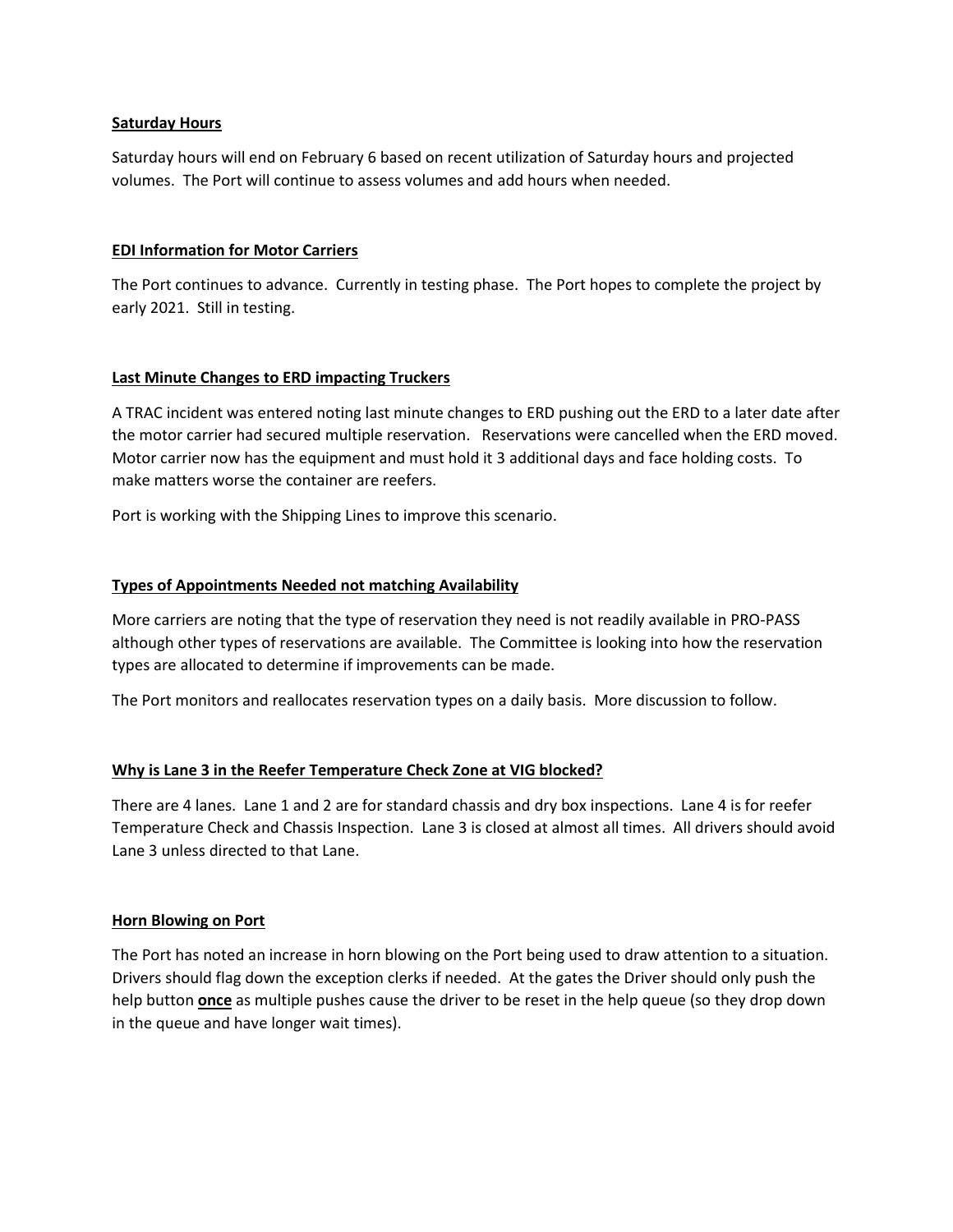**Saturday Hours**

Saturday hours will end on February 6 based on recent utilization of Saturday hours and projected volumes. The Port will continue to assess volumes and add hours when needed.

**EDI Information for Motor Carriers**

The Port continues to advance. Currently in testing phase. The Port hopes to complete the project by early 2021. Still in testing.

**Last Minute Changes to ERD impacting Truckers**

A TRAC incident was entered noting last minute changes to ERD pushing out the ERD to a later date after the motor carrier had secured multiple reservation. Reservations were cancelled when the ERD moved. Motor carrier now has the equipment and must hold it 3 additional days and face holding costs. To make matters worse the container are reefers.

Port is working with the Shipping Lines to improve this scenario.

**Types of Appointments Needed not matching Availability**

More carriers are noting that the type of reservation they need is not readily available in PRO-PASS although other types of reservations are available. The Committee is looking into how the reservation types are allocated to determine if improvements can be made.

The Port monitors and reallocates reservation types on a daily basis. More discussion to follow.

**Why is Lane 3 in the Reefer Temperature Check Zone at VIG blocked?**

There are 4 lanes. Lane 1 and 2 are for standard chassis and dry box inspections. Lane 4 is for reefer Temperature Check and Chassis Inspection. Lane 3 is closed at almost all times. All drivers should avoid Lane 3 unless directed to that Lane.

**Horn Blowing on Port**

The Port has noted an increase in horn blowing on the Port being used to draw attention to a situation. Drivers should flag down the exception clerks if needed. At the gates the Driver should only push the help button **once** as multiple pushes cause the driver to be reset in the help queue (so they drop down in the queue and have longer wait times).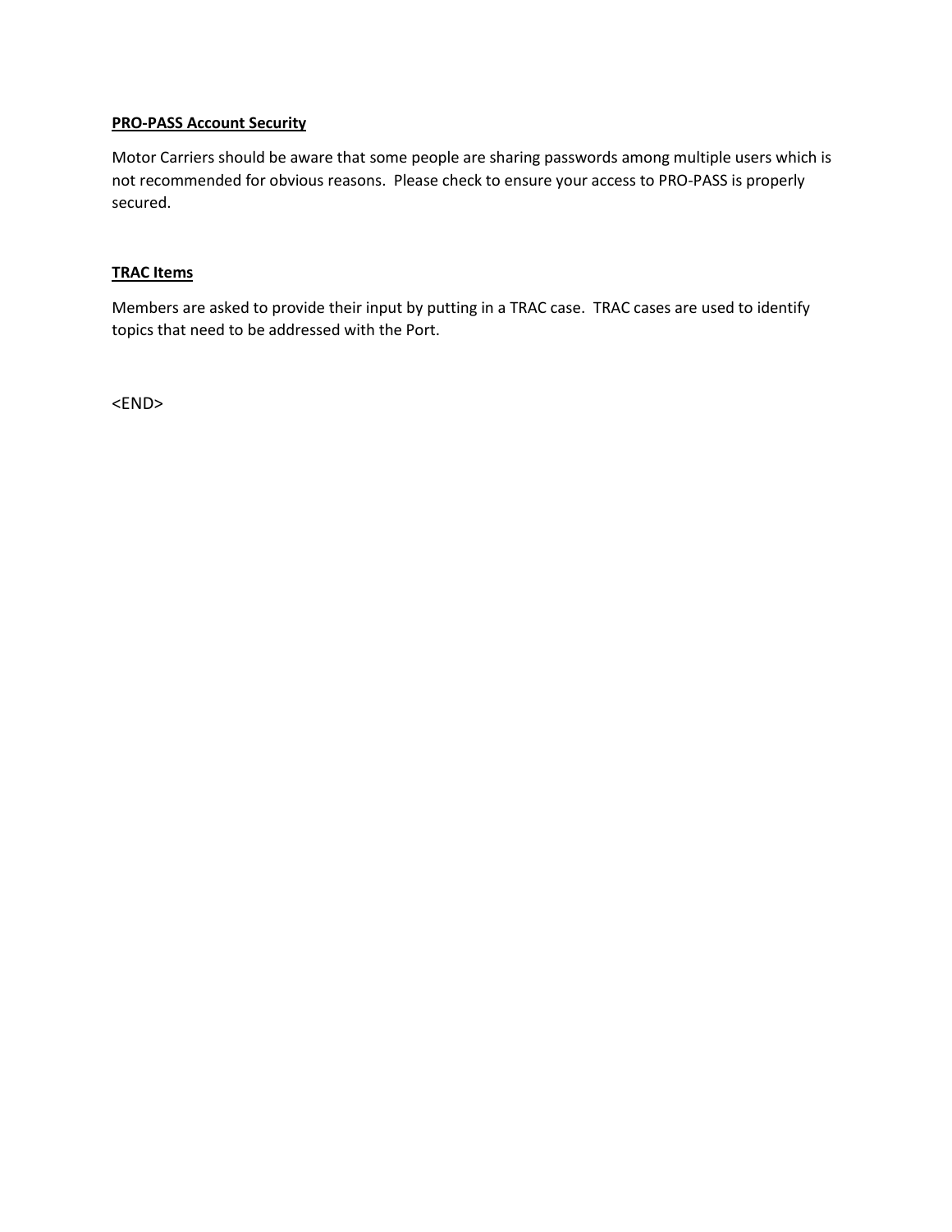**PRO-PASS Account Security**

Motor Carriers should be aware that some people are sharing passwords among multiple users which is not recommended for obvious reasons. Please check to ensure your access to PRO-PASS is properly secured.

**TRAC Items**

Members are asked to provide their input by putting in a TRAC case. TRAC cases are used to identify topics that need to be addressed with the Port.

<END>